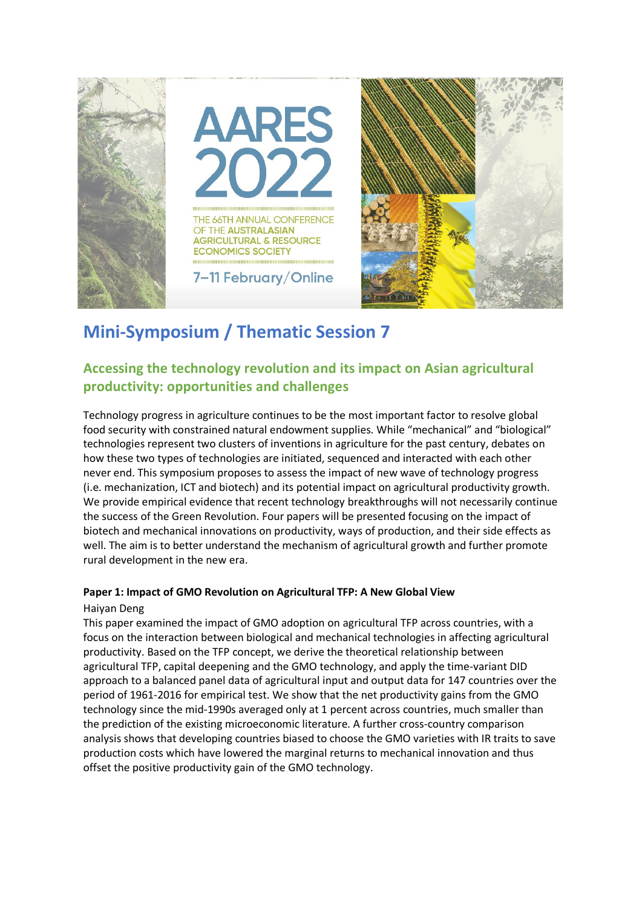AARES 2022

THE 66TH ANNUAL CONFERENCE OF THE AUSTRALASIAN AGRICULTURAL & RESOURCE ECONOMICS SOCIETY

7–11 February/Online

# Mini-Symposium / Thematic Session 7

## Accessing the technology revolution and its impact on Asian agricultural productivity: opportunities and challenges

Technology progress in agriculture continues to be the most important factor to resolve global food security with constrained natural endowment supplies. While "mechanical" and "biological" technologies represent two clusters of inventions in agriculture for the past century, debates on how these two types of technologies are initiated, sequenced and interacted with each other never end. This symposium proposes to assess the impact of new wave of technology progress (i.e. mechanization, ICT and biotech) and its potential impact on agricultural productivity growth. We provide empirical evidence that recent technology breakthroughs will not necessarily continue the success of the Green Revolution. Four papers will be presented focusing on the impact of biotech and mechanical innovations on productivity, ways of production, and their side effects as well. The aim is to better understand the mechanism of agricultural growth and further promote rural development in the new era.

**Paper 1: Impact of GMO Revolution on Agricultural TFP: A New Global View**

Haiyan Deng

This paper examined the impact of GMO adoption on agricultural TFP across countries, with a focus on the interaction between biological and mechanical technologies in affecting agricultural productivity. Based on the TFP concept, we derive the theoretical relationship between agricultural TFP, capital deepening and the GMO technology, and apply the time-variant DID approach to a balanced panel data of agricultural input and output data for 147 countries over the period of 1961-2016 for empirical test. We show that the net productivity gains from the GMO technology since the mid-1990s averaged only at 1 percent across countries, much smaller than the prediction of the existing microeconomic literature. A further cross-country comparison analysis shows that developing countries biased to choose the GMO varieties with IR traits to save production costs which have lowered the marginal returns to mechanical innovation and thus offset the positive productivity gain of the GMO technology.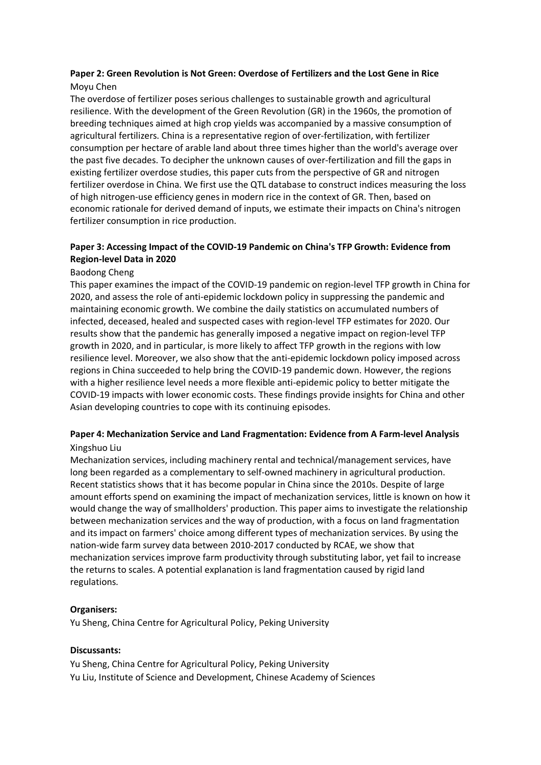**Paper 2: Green Revolution is Not Green: Overdose of Fertilizers and the Lost Gene in Rice**

Moyu Chen

The overdose of fertilizer poses serious challenges to sustainable growth and agricultural resilience. With the development of the Green Revolution (GR) in the 1960s, the promotion of breeding techniques aimed at high crop yields was accompanied by a massive consumption of agricultural fertilizers. China is a representative region of over-fertilization, with fertilizer consumption per hectare of arable land about three times higher than the world's average over the past five decades. To decipher the unknown causes of over-fertilization and fill the gaps in existing fertilizer overdose studies, this paper cuts from the perspective of GR and nitrogen fertilizer overdose in China. We first use the QTL database to construct indices measuring the loss of high nitrogen-use efficiency genes in modern rice in the context of GR. Then, based on economic rationale for derived demand of inputs, we estimate their impacts on China's nitrogen fertilizer consumption in rice production.

**Paper 3: Accessing Impact of the COVID-19 Pandemic on China's TFP Growth: Evidence from Region-level Data in 2020**

Baodong Cheng

This paper examines the impact of the COVID-19 pandemic on region-level TFP growth in China for 2020, and assess the role of anti-epidemic lockdown policy in suppressing the pandemic and maintaining economic growth. We combine the daily statistics on accumulated numbers of infected, deceased, healed and suspected cases with region-level TFP estimates for 2020. Our results show that the pandemic has generally imposed a negative impact on region-level TFP growth in 2020, and in particular, is more likely to affect TFP growth in the regions with low resilience level. Moreover, we also show that the anti-epidemic lockdown policy imposed across regions in China succeeded to help bring the COVID-19 pandemic down. However, the regions with a higher resilience level needs a more flexible anti-epidemic policy to better mitigate the COVID-19 impacts with lower economic costs. These findings provide insights for China and other Asian developing countries to cope with its continuing episodes.

**Paper 4: Mechanization Service and Land Fragmentation: Evidence from A Farm-level Analysis**

Xingshuo Liu

Mechanization services, including machinery rental and technical/management services, have long been regarded as a complementary to self-owned machinery in agricultural production. Recent statistics shows that it has become popular in China since the 2010s. Despite of large amount efforts spend on examining the impact of mechanization services, little is known on how it would change the way of smallholders' production. This paper aims to investigate the relationship between mechanization services and the way of production, with a focus on land fragmentation and its impact on farmers' choice among different types of mechanization services. By using the nation-wide farm survey data between 2010-2017 conducted by RCAE, we show that mechanization services improve farm productivity through substituting labor, yet fail to increase the returns to scales. A potential explanation is land fragmentation caused by rigid land regulations.

**Organisers:**

Yu Sheng, China Centre for Agricultural Policy, Peking University

**Discussants:**

Yu Sheng, China Centre for Agricultural Policy, Peking University
Yu Liu, Institute of Science and Development, Chinese Academy of Sciences